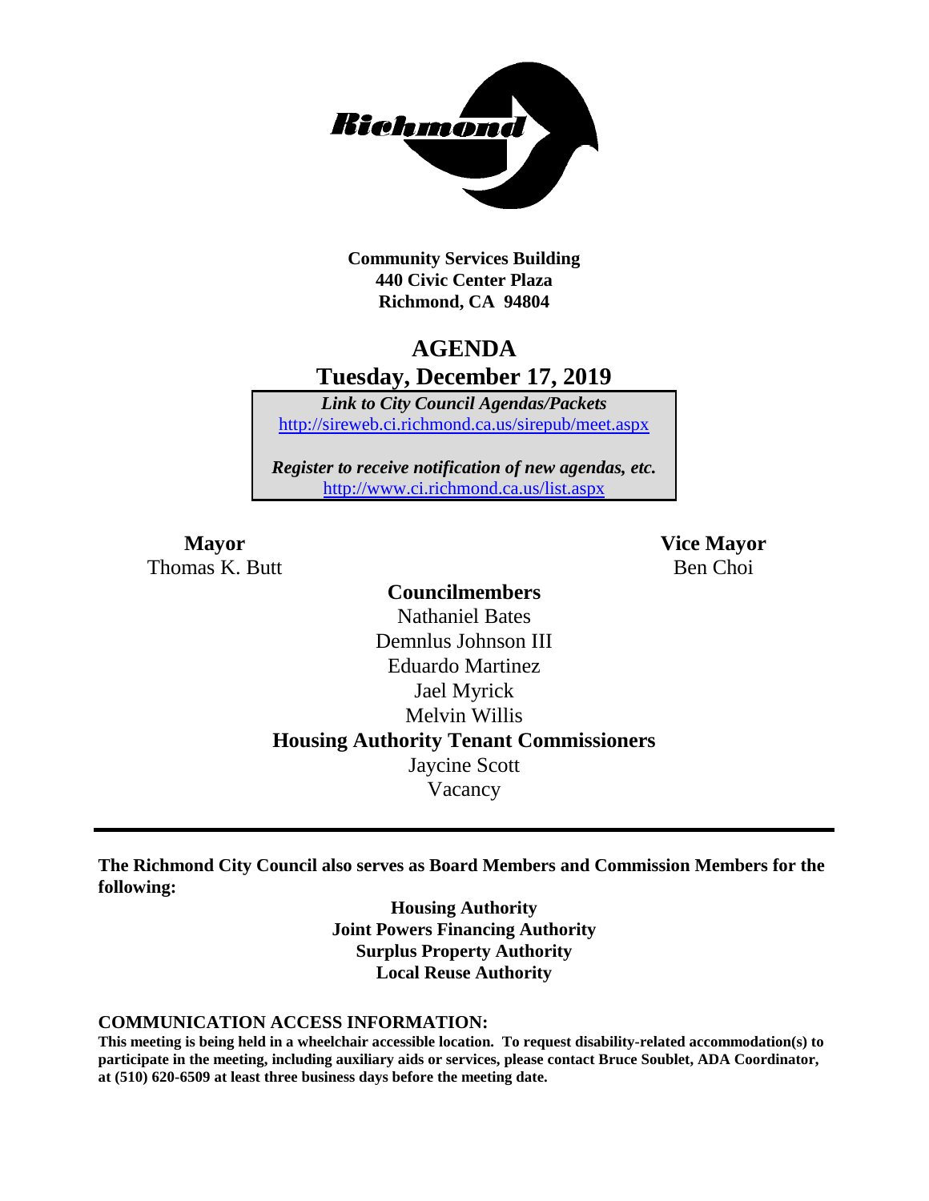**Community Services Building**
**440 Civic Center Plaza**
**Richmond, CA 94804**

# AGENDA
## Tuesday, December 17, 2019

*Link to City Council Agendas/Packets*
http://sireweb.ci.richmond.ca.us/sirepub/meet.aspx

*Register to receive notification of new agendas, etc.*
http://www.ci.richmond.ca.us/list.aspx

**Mayor**
Thomas K. Butt

**Vice Mayor**
Ben Choi

**Councilmembers**
Nathaniel Bates
Demnlus Johnson III
Eduardo Martinez
Jael Myrick
Melvin Willis

**Housing Authority Tenant Commissioners**
Jaycine Scott
Vacancy

---

**The Richmond City Council also serves as Board Members and Commission Members for the following:**

**Housing Authority**
**Joint Powers Financing Authority**
**Surplus Property Authority**
**Local Reuse Authority**

**COMMUNICATION ACCESS INFORMATION:**

**This meeting is being held in a wheelchair accessible location. To request disability-related accommodation(s) to participate in the meeting, including auxiliary aids or services, please contact Bruce Soublet, ADA Coordinator, at (510) 620-6509 at least three business days before the meeting date.**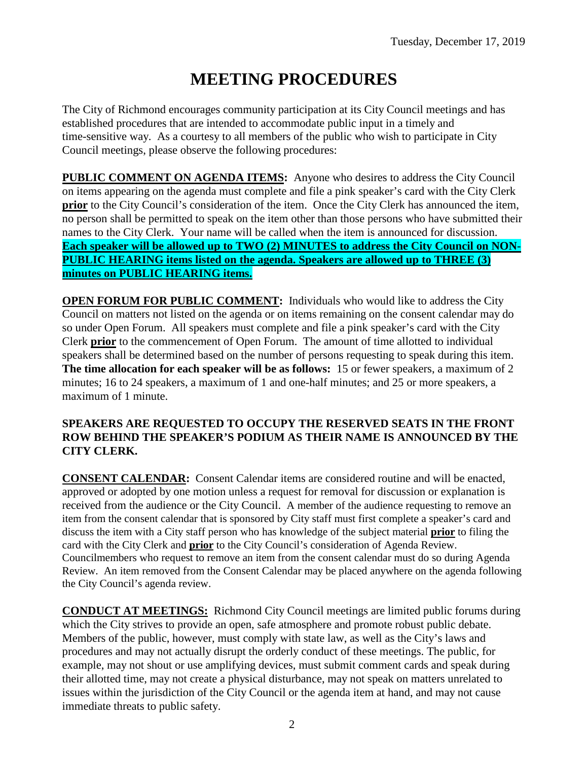Tuesday, December 17, 2019

# MEETING PROCEDURES

The City of Richmond encourages community participation at its City Council meetings and has established procedures that are intended to accommodate public input in a timely and time-sensitive way. As a courtesy to all members of the public who wish to participate in City Council meetings, please observe the following procedures:

**PUBLIC COMMENT ON AGENDA ITEMS:** Anyone who desires to address the City Council on items appearing on the agenda must complete and file a pink speaker's card with the City Clerk **prior** to the City Council's consideration of the item. Once the City Clerk has announced the item, no person shall be permitted to speak on the item other than those persons who have submitted their names to the City Clerk. Your name will be called when the item is announced for discussion. **Each speaker will be allowed up to TWO (2) MINUTES to address the City Council on NON-PUBLIC HEARING items listed on the agenda. Speakers are allowed up to THREE (3) minutes on PUBLIC HEARING items.**

**OPEN FORUM FOR PUBLIC COMMENT:** Individuals who would like to address the City Council on matters not listed on the agenda or on items remaining on the consent calendar may do so under Open Forum. All speakers must complete and file a pink speaker's card with the City Clerk **prior** to the commencement of Open Forum. The amount of time allotted to individual speakers shall be determined based on the number of persons requesting to speak during this item. **The time allocation for each speaker will be as follows:** 15 or fewer speakers, a maximum of 2 minutes; 16 to 24 speakers, a maximum of 1 and one-half minutes; and 25 or more speakers, a maximum of 1 minute.

**SPEAKERS ARE REQUESTED TO OCCUPY THE RESERVED SEATS IN THE FRONT ROW BEHIND THE SPEAKER'S PODIUM AS THEIR NAME IS ANNOUNCED BY THE CITY CLERK.**

**CONSENT CALENDAR:** Consent Calendar items are considered routine and will be enacted, approved or adopted by one motion unless a request for removal for discussion or explanation is received from the audience or the City Council. A member of the audience requesting to remove an item from the consent calendar that is sponsored by City staff must first complete a speaker's card and discuss the item with a City staff person who has knowledge of the subject material **prior** to filing the card with the City Clerk and **prior** to the City Council's consideration of Agenda Review. Councilmembers who request to remove an item from the consent calendar must do so during Agenda Review. An item removed from the Consent Calendar may be placed anywhere on the agenda following the City Council's agenda review.

**CONDUCT AT MEETINGS:** Richmond City Council meetings are limited public forums during which the City strives to provide an open, safe atmosphere and promote robust public debate. Members of the public, however, must comply with state law, as well as the City's laws and procedures and may not actually disrupt the orderly conduct of these meetings. The public, for example, may not shout or use amplifying devices, must submit comment cards and speak during their allotted time, may not create a physical disturbance, may not speak on matters unrelated to issues within the jurisdiction of the City Council or the agenda item at hand, and may not cause immediate threats to public safety.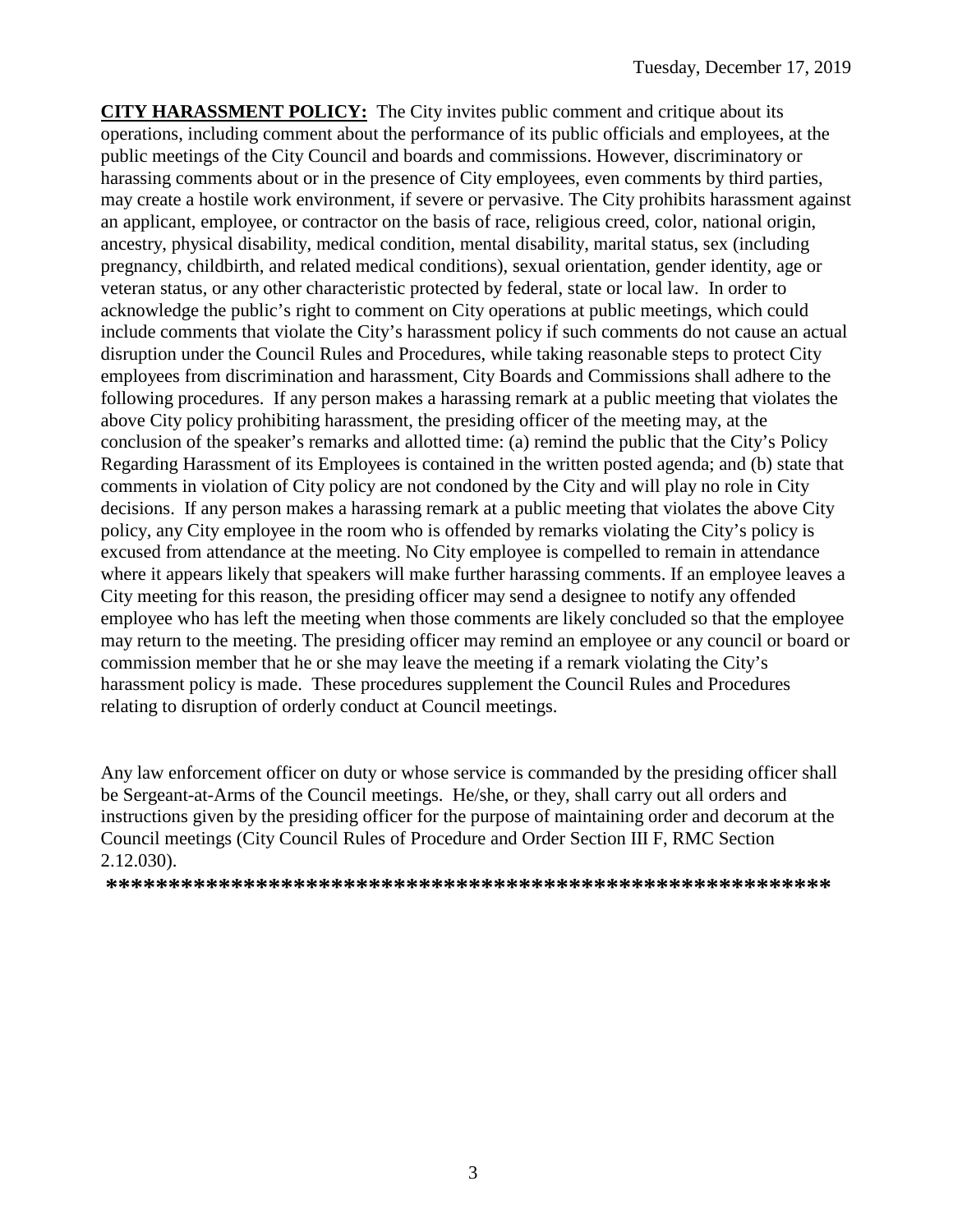**CITY HARASSMENT POLICY:** The City invites public comment and critique about its operations, including comment about the performance of its public officials and employees, at the public meetings of the City Council and boards and commissions. However, discriminatory or harassing comments about or in the presence of City employees, even comments by third parties, may create a hostile work environment, if severe or pervasive. The City prohibits harassment against an applicant, employee, or contractor on the basis of race, religious creed, color, national origin, ancestry, physical disability, medical condition, mental disability, marital status, sex (including pregnancy, childbirth, and related medical conditions), sexual orientation, gender identity, age or veteran status, or any other characteristic protected by federal, state or local law. In order to acknowledge the public's right to comment on City operations at public meetings, which could include comments that violate the City's harassment policy if such comments do not cause an actual disruption under the Council Rules and Procedures, while taking reasonable steps to protect City employees from discrimination and harassment, City Boards and Commissions shall adhere to the following procedures. If any person makes a harassing remark at a public meeting that violates the above City policy prohibiting harassment, the presiding officer of the meeting may, at the conclusion of the speaker's remarks and allotted time: (a) remind the public that the City's Policy Regarding Harassment of its Employees is contained in the written posted agenda; and (b) state that comments in violation of City policy are not condoned by the City and will play no role in City decisions. If any person makes a harassing remark at a public meeting that violates the above City policy, any City employee in the room who is offended by remarks violating the City's policy is excused from attendance at the meeting. No City employee is compelled to remain in attendance where it appears likely that speakers will make further harassing comments. If an employee leaves a City meeting for this reason, the presiding officer may send a designee to notify any offended employee who has left the meeting when those comments are likely concluded so that the employee may return to the meeting. The presiding officer may remind an employee or any council or board or commission member that he or she may leave the meeting if a remark violating the City's harassment policy is made. These procedures supplement the Council Rules and Procedures relating to disruption of orderly conduct at Council meetings.

Any law enforcement officer on duty or whose service is commanded by the presiding officer shall be Sergeant-at-Arms of the Council meetings. He/she, or they, shall carry out all orders and instructions given by the presiding officer for the purpose of maintaining order and decorum at the Council meetings (City Council Rules of Procedure and Order Section III F, RMC Section 2.12.030).

**\*\*\*\*\*\*\*\*\*\*\*\*\*\*\*\*\*\*\*\*\*\*\*\*\*\*\*\*\*\*\*\*\*\*\*\*\*\*\*\*\*\*\*\*\*\*\*\*\*\*\*\*\*\*\*\*\*\***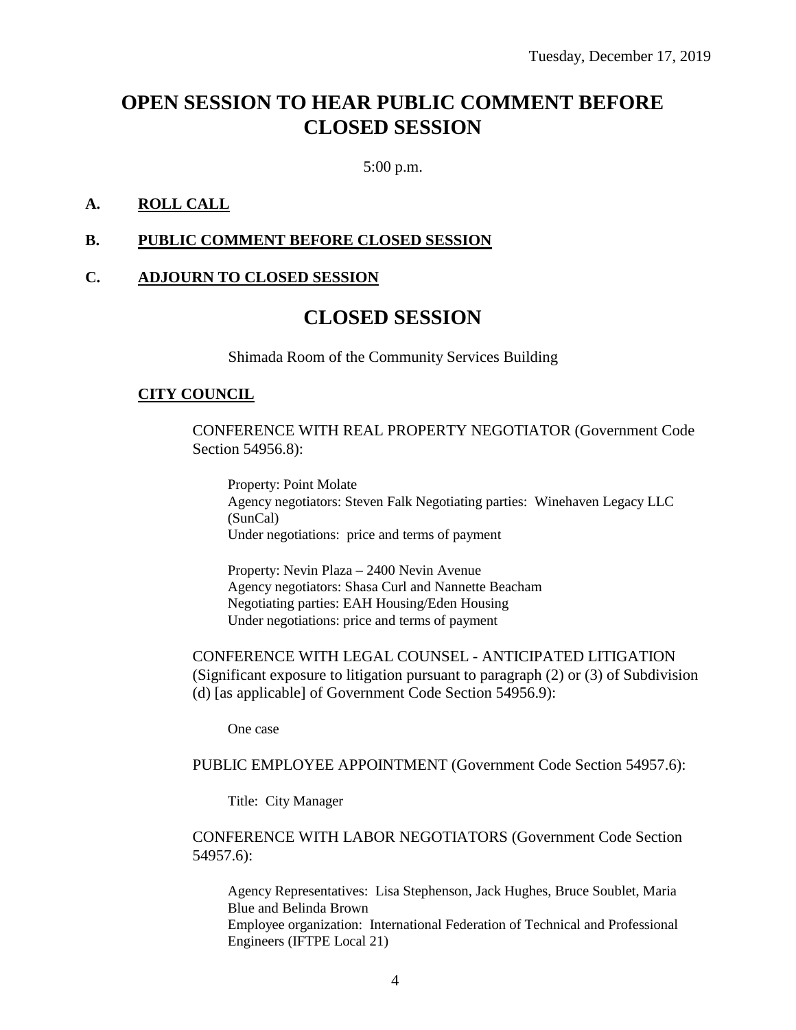Tuesday, December 17, 2019

# OPEN SESSION TO HEAR PUBLIC COMMENT BEFORE CLOSED SESSION

5:00 p.m.

**A. ROLL CALL**

**B. PUBLIC COMMENT BEFORE CLOSED SESSION**

**C. ADJOURN TO CLOSED SESSION**

# CLOSED SESSION

Shimada Room of the Community Services Building

**CITY COUNCIL**

CONFERENCE WITH REAL PROPERTY NEGOTIATOR (Government Code Section 54956.8):

Property: Point Molate
Agency negotiators: Steven Falk Negotiating parties: Winehaven Legacy LLC (SunCal)
Under negotiations: price and terms of payment

Property: Nevin Plaza – 2400 Nevin Avenue
Agency negotiators: Shasa Curl and Nannette Beacham
Negotiating parties: EAH Housing/Eden Housing
Under negotiations: price and terms of payment

CONFERENCE WITH LEGAL COUNSEL - ANTICIPATED LITIGATION (Significant exposure to litigation pursuant to paragraph (2) or (3) of Subdivision (d) [as applicable] of Government Code Section 54956.9):

One case

PUBLIC EMPLOYEE APPOINTMENT (Government Code Section 54957.6):

Title: City Manager

CONFERENCE WITH LABOR NEGOTIATORS (Government Code Section 54957.6):

Agency Representatives: Lisa Stephenson, Jack Hughes, Bruce Soublet, Maria Blue and Belinda Brown
Employee organization: International Federation of Technical and Professional Engineers (IFTPE Local 21)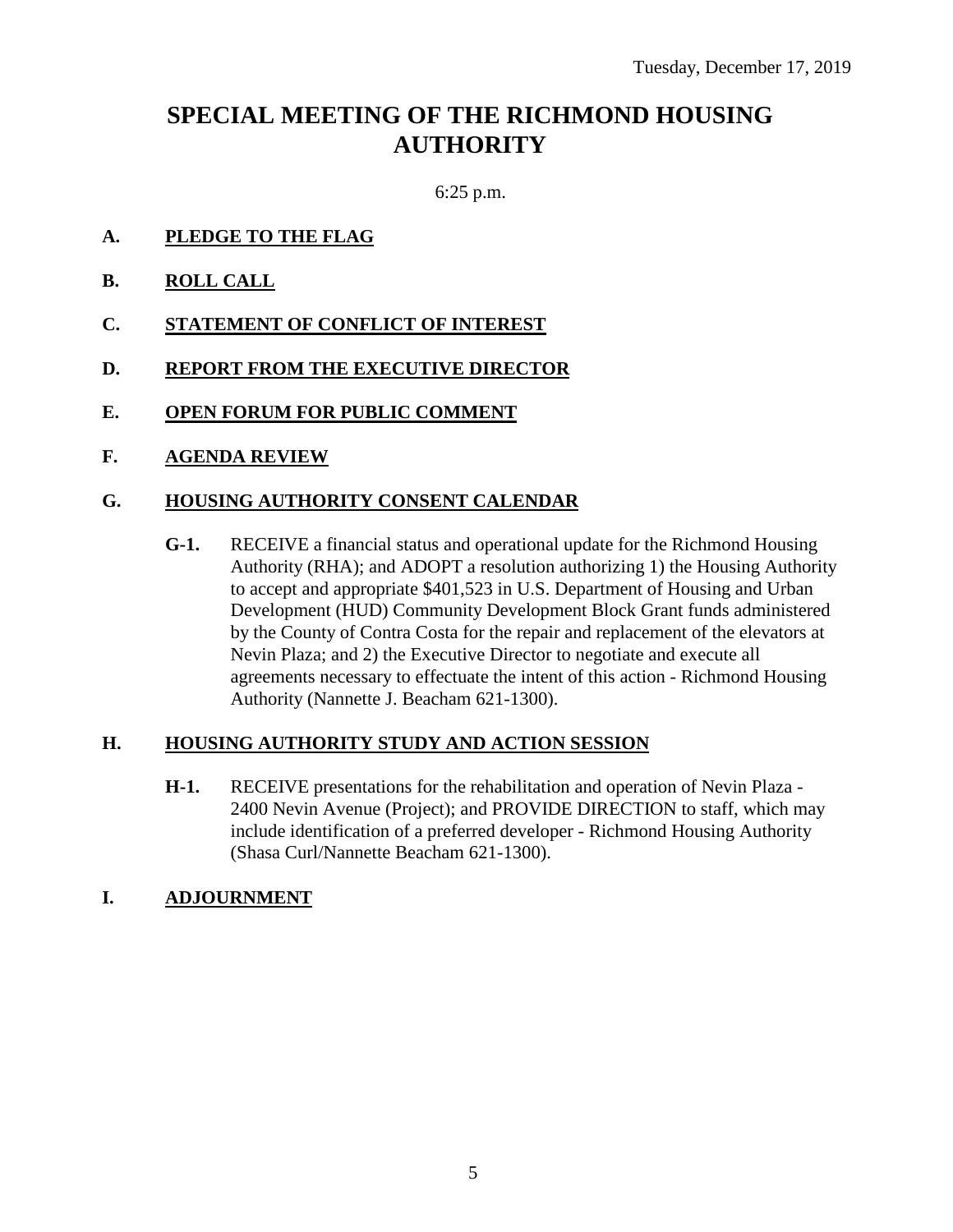Tuesday, December 17, 2019

# SPECIAL MEETING OF THE RICHMOND HOUSING AUTHORITY

6:25 p.m.

**A. PLEDGE TO THE FLAG**

**B. ROLL CALL**

**C. STATEMENT OF CONFLICT OF INTEREST**

**D. REPORT FROM THE EXECUTIVE DIRECTOR**

**E. OPEN FORUM FOR PUBLIC COMMENT**

**F. AGENDA REVIEW**

**G. HOUSING AUTHORITY CONSENT CALENDAR**

**G-1.** RECEIVE a financial status and operational update for the Richmond Housing Authority (RHA); and ADOPT a resolution authorizing 1) the Housing Authority to accept and appropriate $401,523 in U.S. Department of Housing and Urban Development (HUD) Community Development Block Grant funds administered by the County of Contra Costa for the repair and replacement of the elevators at Nevin Plaza; and 2) the Executive Director to negotiate and execute all agreements necessary to effectuate the intent of this action - Richmond Housing Authority (Nannette J. Beacham 621-1300).

**H. HOUSING AUTHORITY STUDY AND ACTION SESSION**

**H-1.** RECEIVE presentations for the rehabilitation and operation of Nevin Plaza - 2400 Nevin Avenue (Project); and PROVIDE DIRECTION to staff, which may include identification of a preferred developer - Richmond Housing Authority (Shasa Curl/Nannette Beacham 621-1300).

**I. ADJOURNMENT**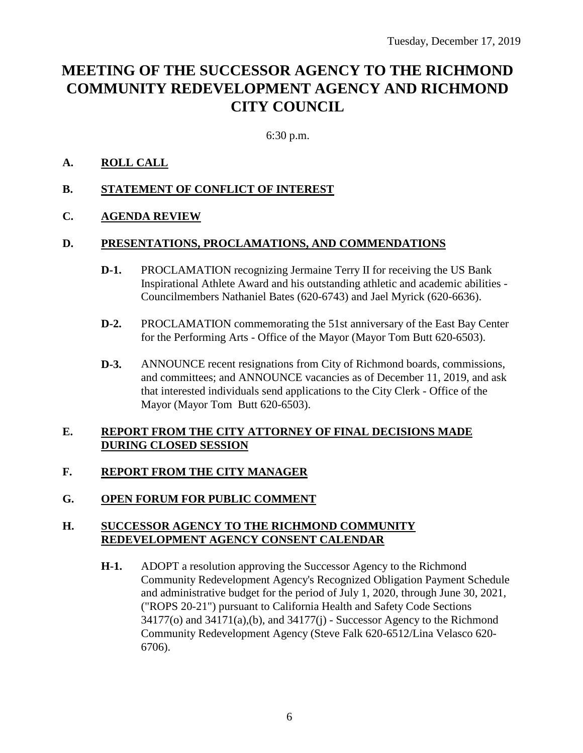Tuesday, December 17, 2019

# MEETING OF THE SUCCESSOR AGENCY TO THE RICHMOND COMMUNITY REDEVELOPMENT AGENCY AND RICHMOND CITY COUNCIL

6:30 p.m.

## A. ROLL CALL

## B. STATEMENT OF CONFLICT OF INTEREST

## C. AGENDA REVIEW

## D. PRESENTATIONS, PROCLAMATIONS, AND COMMENDATIONS

**D-1.** PROCLAMATION recognizing Jermaine Terry II for receiving the US Bank Inspirational Athlete Award and his outstanding athletic and academic abilities - Councilmembers Nathaniel Bates (620-6743) and Jael Myrick (620-6636).

**D-2.** PROCLAMATION commemorating the 51st anniversary of the East Bay Center for the Performing Arts - Office of the Mayor (Mayor Tom Butt 620-6503).

**D-3.** ANNOUNCE recent resignations from City of Richmond boards, commissions, and committees; and ANNOUNCE vacancies as of December 11, 2019, and ask that interested individuals send applications to the City Clerk - Office of the Mayor (Mayor Tom Butt 620-6503).

## E. REPORT FROM THE CITY ATTORNEY OF FINAL DECISIONS MADE DURING CLOSED SESSION

## F. REPORT FROM THE CITY MANAGER

## G. OPEN FORUM FOR PUBLIC COMMENT

## H. SUCCESSOR AGENCY TO THE RICHMOND COMMUNITY REDEVELOPMENT AGENCY CONSENT CALENDAR

**H-1.** ADOPT a resolution approving the Successor Agency to the Richmond Community Redevelopment Agency's Recognized Obligation Payment Schedule and administrative budget for the period of July 1, 2020, through June 30, 2021, ("ROPS 20-21") pursuant to California Health and Safety Code Sections 34177(o) and 34171(a),(b), and 34177(j) - Successor Agency to the Richmond Community Redevelopment Agency (Steve Falk 620-6512/Lina Velasco 620-6706).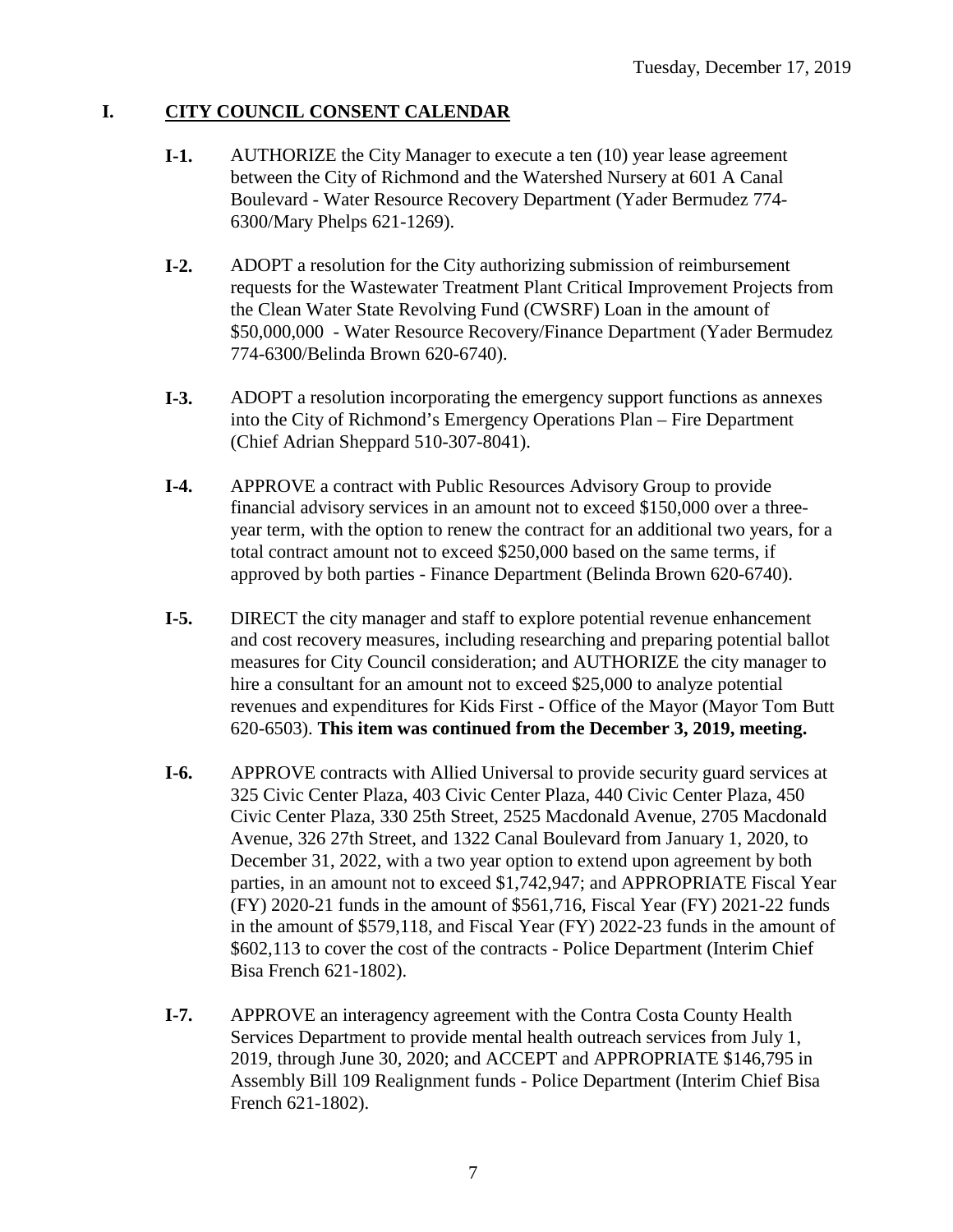## I. CITY COUNCIL CONSENT CALENDAR

**I-1.** AUTHORIZE the City Manager to execute a ten (10) year lease agreement between the City of Richmond and the Watershed Nursery at 601 A Canal Boulevard - Water Resource Recovery Department (Yader Bermudez 774-6300/Mary Phelps 621-1269).

**I-2.** ADOPT a resolution for the City authorizing submission of reimbursement requests for the Wastewater Treatment Plant Critical Improvement Projects from the Clean Water State Revolving Fund (CWSRF) Loan in the amount of $50,000,000 - Water Resource Recovery/Finance Department (Yader Bermudez 774-6300/Belinda Brown 620-6740).

**I-3.** ADOPT a resolution incorporating the emergency support functions as annexes into the City of Richmond's Emergency Operations Plan – Fire Department (Chief Adrian Sheppard 510-307-8041).

**I-4.** APPROVE a contract with Public Resources Advisory Group to provide financial advisory services in an amount not to exceed $150,000 over a three-year term, with the option to renew the contract for an additional two years, for a total contract amount not to exceed $250,000 based on the same terms, if approved by both parties - Finance Department (Belinda Brown 620-6740).

**I-5.** DIRECT the city manager and staff to explore potential revenue enhancement and cost recovery measures, including researching and preparing potential ballot measures for City Council consideration; and AUTHORIZE the city manager to hire a consultant for an amount not to exceed $25,000 to analyze potential revenues and expenditures for Kids First - Office of the Mayor (Mayor Tom Butt 620-6503). **This item was continued from the December 3, 2019, meeting.**

**I-6.** APPROVE contracts with Allied Universal to provide security guard services at 325 Civic Center Plaza, 403 Civic Center Plaza, 440 Civic Center Plaza, 450 Civic Center Plaza, 330 25th Street, 2525 Macdonald Avenue, 2705 Macdonald Avenue, 326 27th Street, and 1322 Canal Boulevard from January 1, 2020, to December 31, 2022, with a two year option to extend upon agreement by both parties, in an amount not to exceed $1,742,947; and APPROPRIATE Fiscal Year (FY) 2020-21 funds in the amount of $561,716, Fiscal Year (FY) 2021-22 funds in the amount of $579,118, and Fiscal Year (FY) 2022-23 funds in the amount of $602,113 to cover the cost of the contracts - Police Department (Interim Chief Bisa French 621-1802).

**I-7.** APPROVE an interagency agreement with the Contra Costa County Health Services Department to provide mental health outreach services from July 1, 2019, through June 30, 2020; and ACCEPT and APPROPRIATE $146,795 in Assembly Bill 109 Realignment funds - Police Department (Interim Chief Bisa French 621-1802).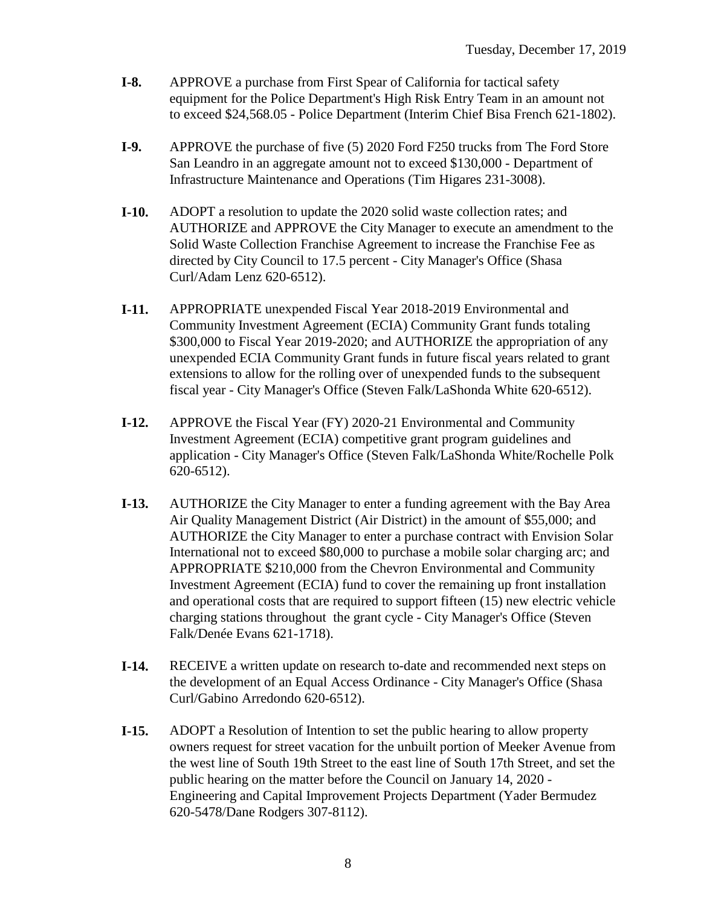**I-8.** APPROVE a purchase from First Spear of California for tactical safety equipment for the Police Department's High Risk Entry Team in an amount not to exceed $24,568.05 - Police Department (Interim Chief Bisa French 621-1802).

**I-9.** APPROVE the purchase of five (5) 2020 Ford F250 trucks from The Ford Store San Leandro in an aggregate amount not to exceed $130,000 - Department of Infrastructure Maintenance and Operations (Tim Higares 231-3008).

**I-10.** ADOPT a resolution to update the 2020 solid waste collection rates; and AUTHORIZE and APPROVE the City Manager to execute an amendment to the Solid Waste Collection Franchise Agreement to increase the Franchise Fee as directed by City Council to 17.5 percent - City Manager's Office (Shasa Curl/Adam Lenz 620-6512).

**I-11.** APPROPRIATE unexpended Fiscal Year 2018-2019 Environmental and Community Investment Agreement (ECIA) Community Grant funds totaling $300,000 to Fiscal Year 2019-2020; and AUTHORIZE the appropriation of any unexpended ECIA Community Grant funds in future fiscal years related to grant extensions to allow for the rolling over of unexpended funds to the subsequent fiscal year - City Manager's Office (Steven Falk/LaShonda White 620-6512).

**I-12.** APPROVE the Fiscal Year (FY) 2020-21 Environmental and Community Investment Agreement (ECIA) competitive grant program guidelines and application - City Manager's Office (Steven Falk/LaShonda White/Rochelle Polk 620-6512).

**I-13.** AUTHORIZE the City Manager to enter a funding agreement with the Bay Area Air Quality Management District (Air District) in the amount of $55,000; and AUTHORIZE the City Manager to enter a purchase contract with Envision Solar International not to exceed $80,000 to purchase a mobile solar charging arc; and APPROPRIATE $210,000 from the Chevron Environmental and Community Investment Agreement (ECIA) fund to cover the remaining up front installation and operational costs that are required to support fifteen (15) new electric vehicle charging stations throughout the grant cycle - City Manager's Office (Steven Falk/Denée Evans 621-1718).

**I-14.** RECEIVE a written update on research to-date and recommended next steps on the development of an Equal Access Ordinance - City Manager's Office (Shasa Curl/Gabino Arredondo 620-6512).

**I-15.** ADOPT a Resolution of Intention to set the public hearing to allow property owners request for street vacation for the unbuilt portion of Meeker Avenue from the west line of South 19th Street to the east line of South 17th Street, and set the public hearing on the matter before the Council on January 14, 2020 - Engineering and Capital Improvement Projects Department (Yader Bermudez 620-5478/Dane Rodgers 307-8112).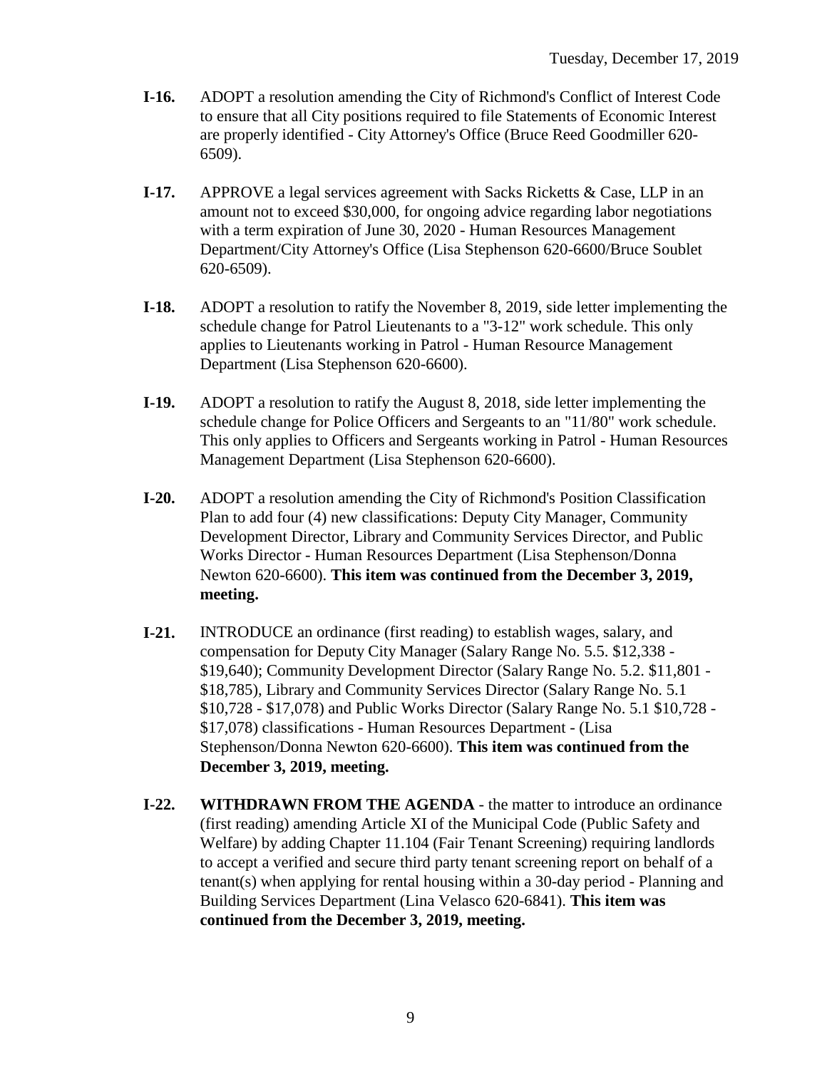- **I-16.** ADOPT a resolution amending the City of Richmond's Conflict of Interest Code to ensure that all City positions required to file Statements of Economic Interest are properly identified - City Attorney's Office (Bruce Reed Goodmiller 620-6509).

- **I-17.** APPROVE a legal services agreement with Sacks Ricketts & Case, LLP in an amount not to exceed $30,000, for ongoing advice regarding labor negotiations with a term expiration of June 30, 2020 - Human Resources Management Department/City Attorney's Office (Lisa Stephenson 620-6600/Bruce Soublet 620-6509).

- **I-18.** ADOPT a resolution to ratify the November 8, 2019, side letter implementing the schedule change for Patrol Lieutenants to a "3-12" work schedule. This only applies to Lieutenants working in Patrol - Human Resource Management Department (Lisa Stephenson 620-6600).

- **I-19.** ADOPT a resolution to ratify the August 8, 2018, side letter implementing the schedule change for Police Officers and Sergeants to an "11/80" work schedule. This only applies to Officers and Sergeants working in Patrol - Human Resources Management Department (Lisa Stephenson 620-6600).

- **I-20.** ADOPT a resolution amending the City of Richmond's Position Classification Plan to add four (4) new classifications: Deputy City Manager, Community Development Director, Library and Community Services Director, and Public Works Director - Human Resources Department (Lisa Stephenson/Donna Newton 620-6600). **This item was continued from the December 3, 2019, meeting.**

- **I-21.** INTRODUCE an ordinance (first reading) to establish wages, salary, and compensation for Deputy City Manager (Salary Range No. 5.5. $12,338 - $19,640); Community Development Director (Salary Range No. 5.2. $11,801 - $18,785), Library and Community Services Director (Salary Range No. 5.1 $10,728 - $17,078) and Public Works Director (Salary Range No. 5.1 $10,728 - $17,078) classifications - Human Resources Department - (Lisa Stephenson/Donna Newton 620-6600). **This item was continued from the December 3, 2019, meeting.**

- **I-22.** **WITHDRAWN FROM THE AGENDA** - the matter to introduce an ordinance (first reading) amending Article XI of the Municipal Code (Public Safety and Welfare) by adding Chapter 11.104 (Fair Tenant Screening) requiring landlords to accept a verified and secure third party tenant screening report on behalf of a tenant(s) when applying for rental housing within a 30-day period - Planning and Building Services Department (Lina Velasco 620-6841). **This item was continued from the December 3, 2019, meeting.**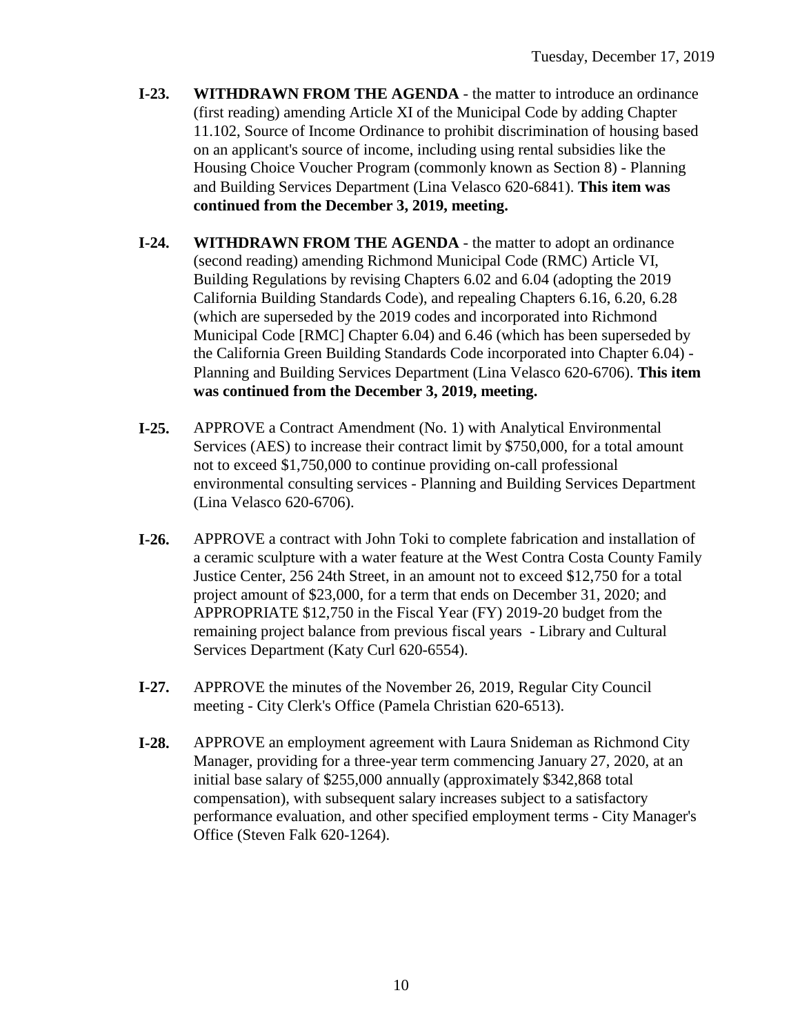**I-23.** **WITHDRAWN FROM THE AGENDA** - the matter to introduce an ordinance (first reading) amending Article XI of the Municipal Code by adding Chapter 11.102, Source of Income Ordinance to prohibit discrimination of housing based on an applicant's source of income, including using rental subsidies like the Housing Choice Voucher Program (commonly known as Section 8) - Planning and Building Services Department (Lina Velasco 620-6841). **This item was continued from the December 3, 2019, meeting.**

**I-24.** **WITHDRAWN FROM THE AGENDA** - the matter to adopt an ordinance (second reading) amending Richmond Municipal Code (RMC) Article VI, Building Regulations by revising Chapters 6.02 and 6.04 (adopting the 2019 California Building Standards Code), and repealing Chapters 6.16, 6.20, 6.28 (which are superseded by the 2019 codes and incorporated into Richmond Municipal Code [RMC] Chapter 6.04) and 6.46 (which has been superseded by the California Green Building Standards Code incorporated into Chapter 6.04) - Planning and Building Services Department (Lina Velasco 620-6706). **This item was continued from the December 3, 2019, meeting.**

**I-25.** APPROVE a Contract Amendment (No. 1) with Analytical Environmental Services (AES) to increase their contract limit by $750,000, for a total amount not to exceed $1,750,000 to continue providing on-call professional environmental consulting services - Planning and Building Services Department (Lina Velasco 620-6706).

**I-26.** APPROVE a contract with John Toki to complete fabrication and installation of a ceramic sculpture with a water feature at the West Contra Costa County Family Justice Center, 256 24th Street, in an amount not to exceed $12,750 for a total project amount of $23,000, for a term that ends on December 31, 2020; and APPROPRIATE $12,750 in the Fiscal Year (FY) 2019-20 budget from the remaining project balance from previous fiscal years - Library and Cultural Services Department (Katy Curl 620-6554).

**I-27.** APPROVE the minutes of the November 26, 2019, Regular City Council meeting - City Clerk's Office (Pamela Christian 620-6513).

**I-28.** APPROVE an employment agreement with Laura Snideman as Richmond City Manager, providing for a three-year term commencing January 27, 2020, at an initial base salary of $255,000 annually (approximately $342,868 total compensation), with subsequent salary increases subject to a satisfactory performance evaluation, and other specified employment terms - City Manager's Office (Steven Falk 620-1264).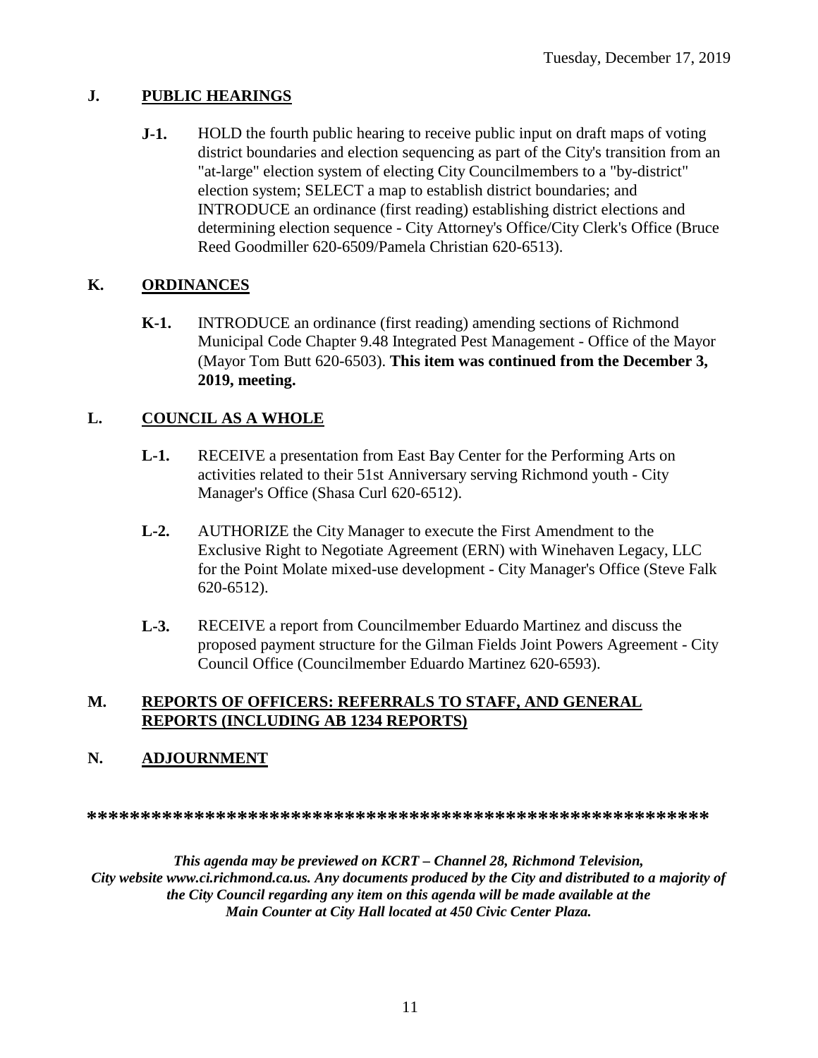## J. PUBLIC HEARINGS

**J-1.** HOLD the fourth public hearing to receive public input on draft maps of voting district boundaries and election sequencing as part of the City's transition from an "at-large" election system of electing City Councilmembers to a "by-district" election system; SELECT a map to establish district boundaries; and INTRODUCE an ordinance (first reading) establishing district elections and determining election sequence - City Attorney's Office/City Clerk's Office (Bruce Reed Goodmiller 620-6509/Pamela Christian 620-6513).

## K. ORDINANCES

**K-1.** INTRODUCE an ordinance (first reading) amending sections of Richmond Municipal Code Chapter 9.48 Integrated Pest Management - Office of the Mayor (Mayor Tom Butt 620-6503). **This item was continued from the December 3, 2019, meeting.**

## L. COUNCIL AS A WHOLE

**L-1.** RECEIVE a presentation from East Bay Center for the Performing Arts on activities related to their 51st Anniversary serving Richmond youth - City Manager's Office (Shasa Curl 620-6512).

**L-2.** AUTHORIZE the City Manager to execute the First Amendment to the Exclusive Right to Negotiate Agreement (ERN) with Winehaven Legacy, LLC for the Point Molate mixed-use development - City Manager's Office (Steve Falk 620-6512).

**L-3.** RECEIVE a report from Councilmember Eduardo Martinez and discuss the proposed payment structure for the Gilman Fields Joint Powers Agreement - City Council Office (Councilmember Eduardo Martinez 620-6593).

## M. REPORTS OF OFFICERS: REFERRALS TO STAFF, AND GENERAL REPORTS (INCLUDING AB 1234 REPORTS)

## N. ADJOURNMENT

**********************************************************

***This agenda may be previewed on KCRT – Channel 28, Richmond Television, City website www.ci.richmond.ca.us. Any documents produced by the City and distributed to a majority of the City Council regarding any item on this agenda will be made available at the Main Counter at City Hall located at 450 Civic Center Plaza.***